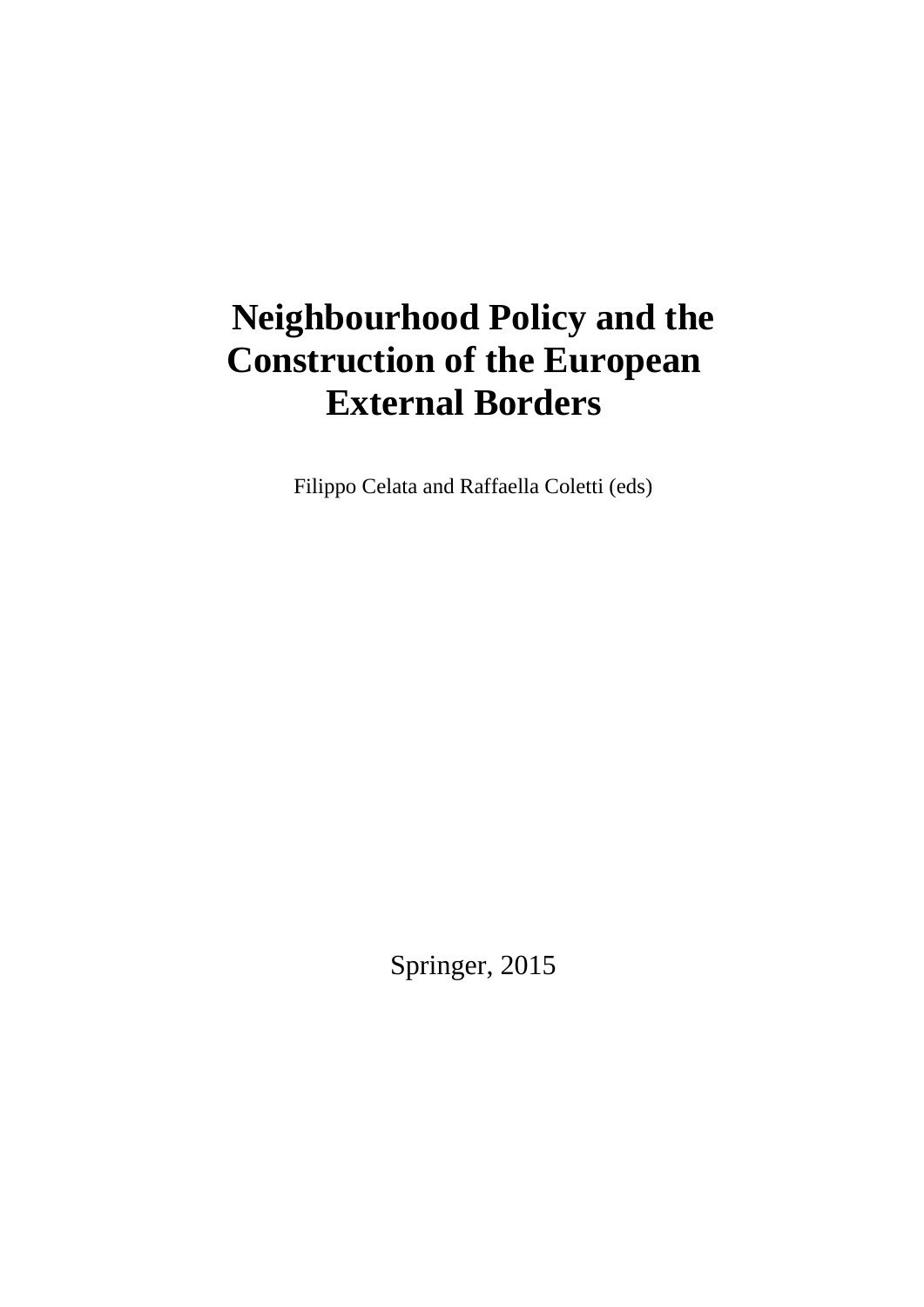# Neighbourhood Policy and the Construction of the European External Borders

Filippo Celata and Raffaella Coletti (eds)

Springer, 2015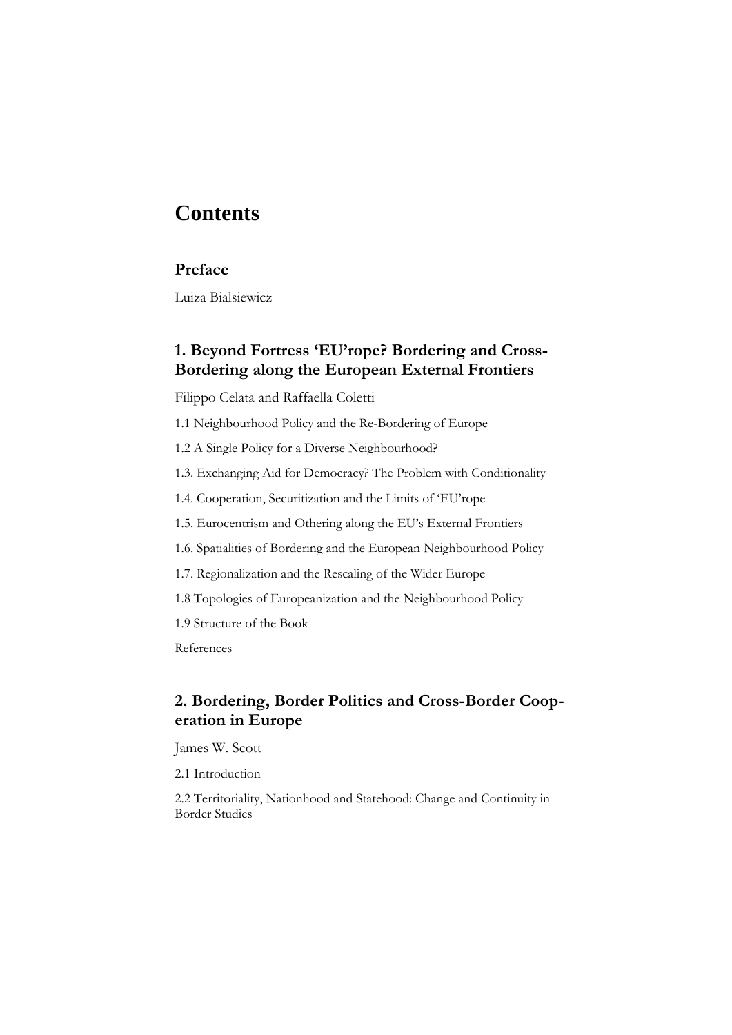# Contents

## Preface

Luiza Bialsiewicz

## 1. Beyond Fortress 'EU'rope? Bordering and Cross-Bordering along the European External Frontiers

Filippo Celata and Raffaella Coletti

1.1 Neighbourhood Policy and the Re-Bordering of Europe

1.2 A Single Policy for a Diverse Neighbourhood?

1.3. Exchanging Aid for Democracy? The Problem with Conditionality

1.4. Cooperation, Securitization and the Limits of 'EU'rope

1.5. Eurocentrism and Othering along the EU's External Frontiers

1.6. Spatialities of Bordering and the European Neighbourhood Policy

1.7. Regionalization and the Rescaling of the Wider Europe

1.8 Topologies of Europeanization and the Neighbourhood Policy

1.9 Structure of the Book

References

## 2. Bordering, Border Politics and Cross-Border Cooperation in Europe

James W. Scott

2.1 Introduction

2.2 Territoriality, Nationhood and Statehood: Change and Continuity in Border Studies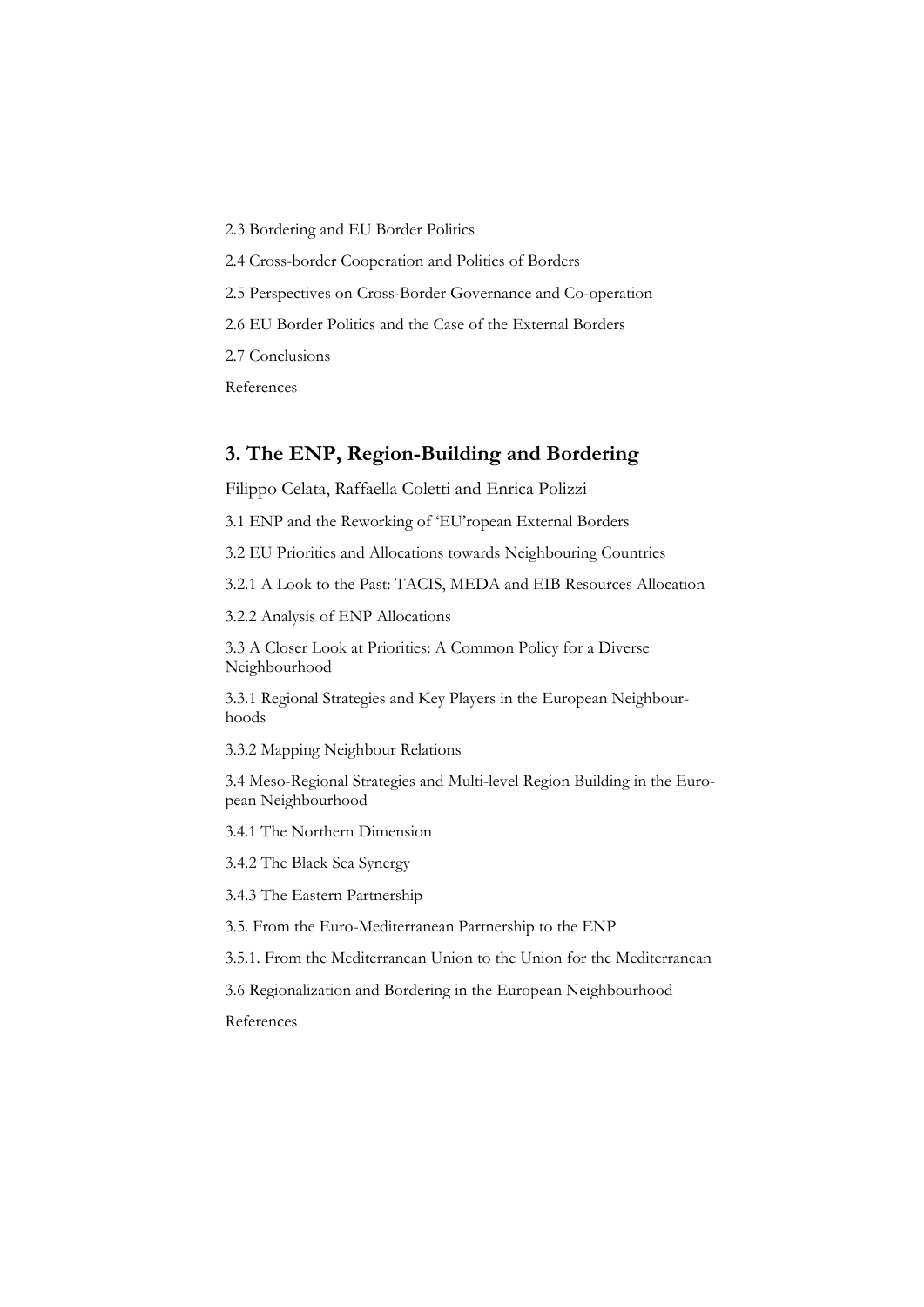2.3 Bordering and EU Border Politics

2.4 Cross-border Cooperation and Politics of Borders

2.5 Perspectives on Cross-Border Governance and Co-operation

2.6 EU Border Politics and the Case of the External Borders

2.7 Conclusions

References

## 3. The ENP, Region-Building and Bordering

Filippo Celata, Raffaella Coletti and Enrica Polizzi

3.1 ENP and the Reworking of 'EU'ropean External Borders

3.2 EU Priorities and Allocations towards Neighbouring Countries

3.2.1 A Look to the Past: TACIS, MEDA and EIB Resources Allocation

3.2.2 Analysis of ENP Allocations

3.3 A Closer Look at Priorities: A Common Policy for a Diverse Neighbourhood

3.3.1 Regional Strategies and Key Players in the European Neighbourhoods

3.3.2 Mapping Neighbour Relations

3.4 Meso-Regional Strategies and Multi-level Region Building in the European Neighbourhood

3.4.1 The Northern Dimension

3.4.2 The Black Sea Synergy

3.4.3 The Eastern Partnership

3.5. From the Euro-Mediterranean Partnership to the ENP

3.5.1. From the Mediterranean Union to the Union for the Mediterranean

3.6 Regionalization and Bordering in the European Neighbourhood

References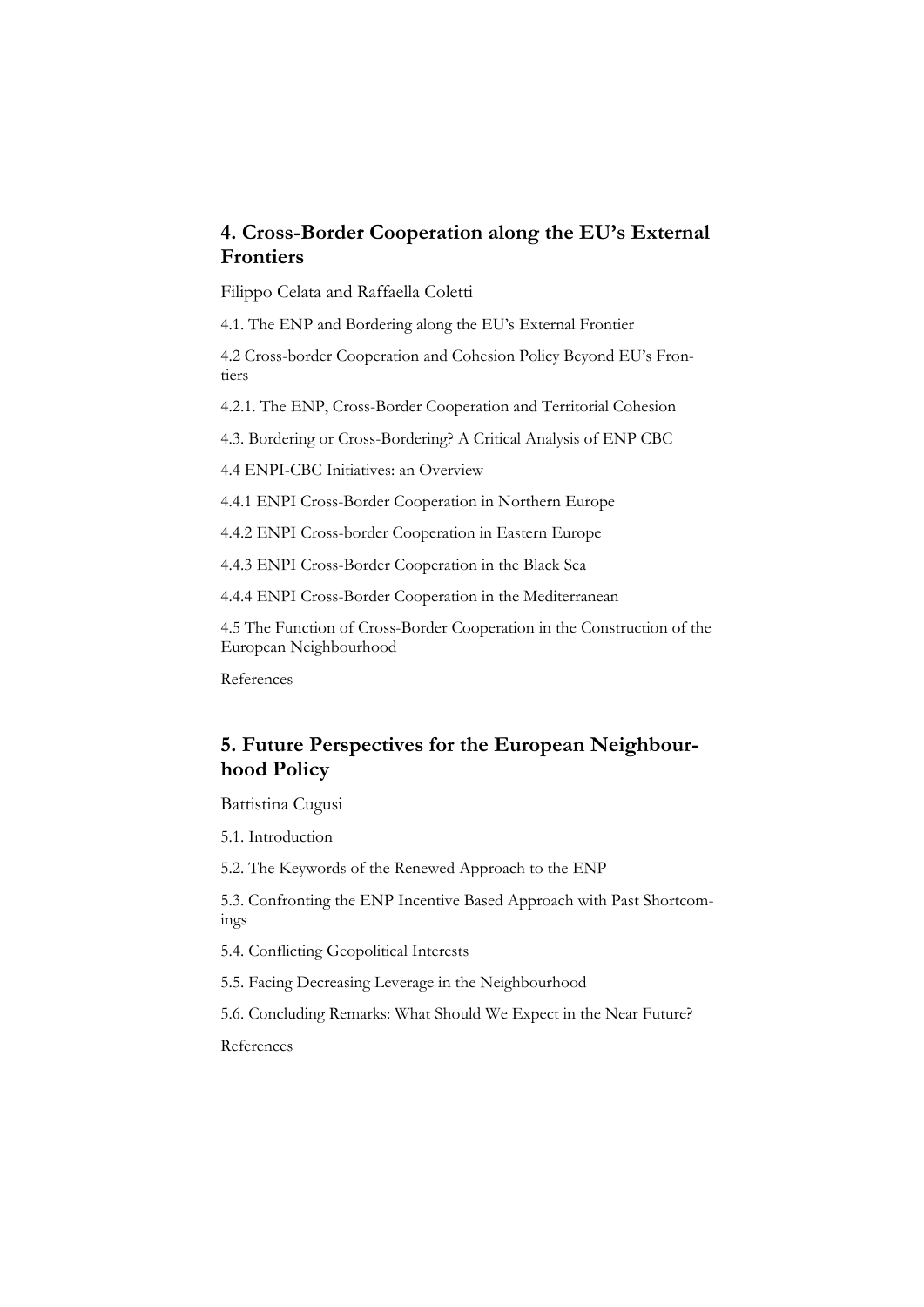## 4. Cross-Border Cooperation along the EU's External Frontiers

Filippo Celata and Raffaella Coletti

4.1. The ENP and Bordering along the EU's External Frontier

4.2 Cross-border Cooperation and Cohesion Policy Beyond EU's Frontiers

4.2.1. The ENP, Cross-Border Cooperation and Territorial Cohesion

4.3. Bordering or Cross-Bordering? A Critical Analysis of ENP CBC

4.4 ENPI-CBC Initiatives: an Overview

4.4.1 ENPI Cross-Border Cooperation in Northern Europe

4.4.2 ENPI Cross-border Cooperation in Eastern Europe

4.4.3 ENPI Cross-Border Cooperation in the Black Sea

4.4.4 ENPI Cross-Border Cooperation in the Mediterranean

4.5 The Function of Cross-Border Cooperation in the Construction of the European Neighbourhood

References

## 5. Future Perspectives for the European Neighbourhood Policy

Battistina Cugusi

5.1. Introduction

5.2. The Keywords of the Renewed Approach to the ENP

5.3. Confronting the ENP Incentive Based Approach with Past Shortcomings

5.4. Conflicting Geopolitical Interests

5.5. Facing Decreasing Leverage in the Neighbourhood

5.6. Concluding Remarks: What Should We Expect in the Near Future?

References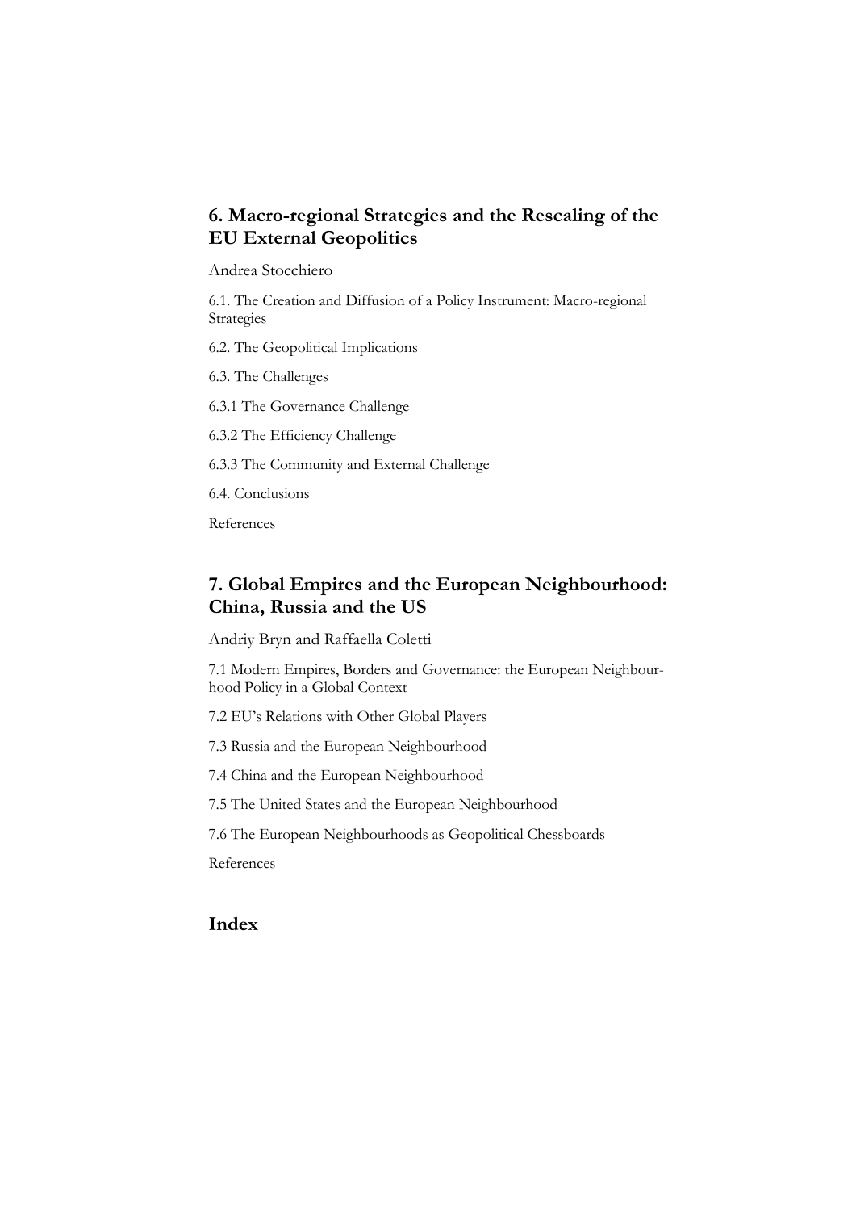## 6. Macro-regional Strategies and the Rescaling of the EU External Geopolitics

Andrea Stocchiero

6.1. The Creation and Diffusion of a Policy Instrument: Macro-regional Strategies

6.2. The Geopolitical Implications

6.3. The Challenges

6.3.1 The Governance Challenge

6.3.2 The Efficiency Challenge

6.3.3 The Community and External Challenge

6.4. Conclusions

References

## 7. Global Empires and the European Neighbourhood: China, Russia and the US

Andriy Bryn and Raffaella Coletti

7.1 Modern Empires, Borders and Governance: the European Neighbourhood Policy in a Global Context

7.2 EU's Relations with Other Global Players

7.3 Russia and the European Neighbourhood

7.4 China and the European Neighbourhood

7.5 The United States and the European Neighbourhood

7.6 The European Neighbourhoods as Geopolitical Chessboards

References

## Index